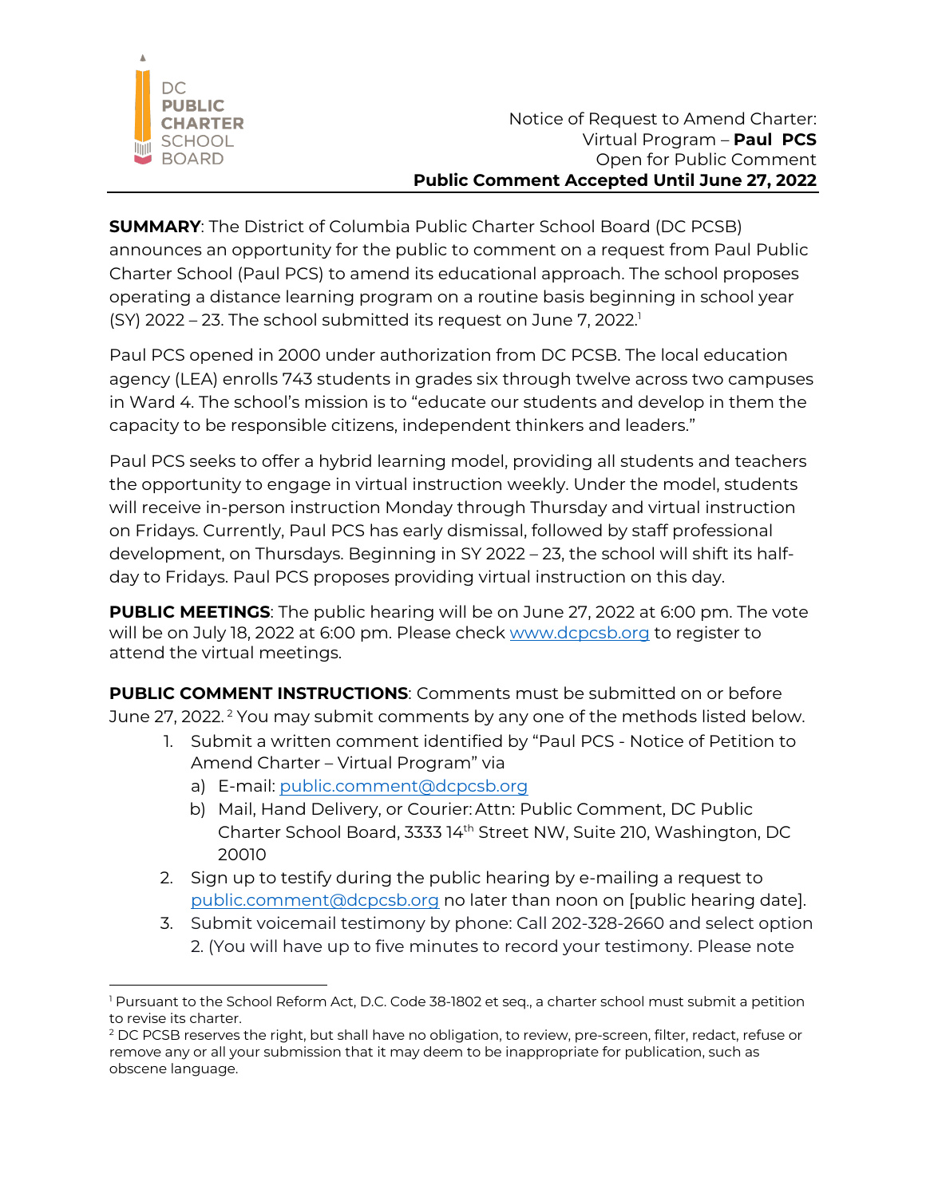DC PUBLIC CHARTER SCHOOL BOARD

Notice of Request to Amend Charter:
Virtual Program – **Paul PCS**
Open for Public Comment
**Public Comment Accepted Until June 27, 2022**

**SUMMARY**: The District of Columbia Public Charter School Board (DC PCSB) announces an opportunity for the public to comment on a request from Paul Public Charter School (Paul PCS) to amend its educational approach. The school proposes operating a distance learning program on a routine basis beginning in school year (SY) 2022 – 23. The school submitted its request on June 7, 2022.[1]

Paul PCS opened in 2000 under authorization from DC PCSB. The local education agency (LEA) enrolls 743 students in grades six through twelve across two campuses in Ward 4. The school's mission is to "educate our students and develop in them the capacity to be responsible citizens, independent thinkers and leaders."

Paul PCS seeks to offer a hybrid learning model, providing all students and teachers the opportunity to engage in virtual instruction weekly. Under the model, students will receive in-person instruction Monday through Thursday and virtual instruction on Fridays. Currently, Paul PCS has early dismissal, followed by staff professional development, on Thursdays. Beginning in SY 2022 – 23, the school will shift its half-day to Fridays. Paul PCS proposes providing virtual instruction on this day.

**PUBLIC MEETINGS**: The public hearing will be on June 27, 2022 at 6:00 pm. The vote will be on July 18, 2022 at 6:00 pm. Please check www.dcpcsb.org to register to attend the virtual meetings.

**PUBLIC COMMENT INSTRUCTIONS**: Comments must be submitted on or before June 27, 2022.[2] You may submit comments by any one of the methods listed below.

1. Submit a written comment identified by "Paul PCS - Notice of Petition to Amend Charter – Virtual Program" via
   a) E-mail: public.comment@dcpcsb.org
   b) Mail, Hand Delivery, or Courier: Attn: Public Comment, DC Public Charter School Board, 3333 14th Street NW, Suite 210, Washington, DC 20010
2. Sign up to testify during the public hearing by e-mailing a request to public.comment@dcpcsb.org no later than noon on [public hearing date].
3. Submit voicemail testimony by phone: Call 202-328-2660 and select option 2. (You will have up to five minutes to record your testimony. Please note

---

[1] Pursuant to the School Reform Act, D.C. Code 38-1802 et seq., a charter school must submit a petition to revise its charter.

[2] DC PCSB reserves the right, but shall have no obligation, to review, pre-screen, filter, redact, refuse or remove any or all your submission that it may deem to be inappropriate for publication, such as obscene language.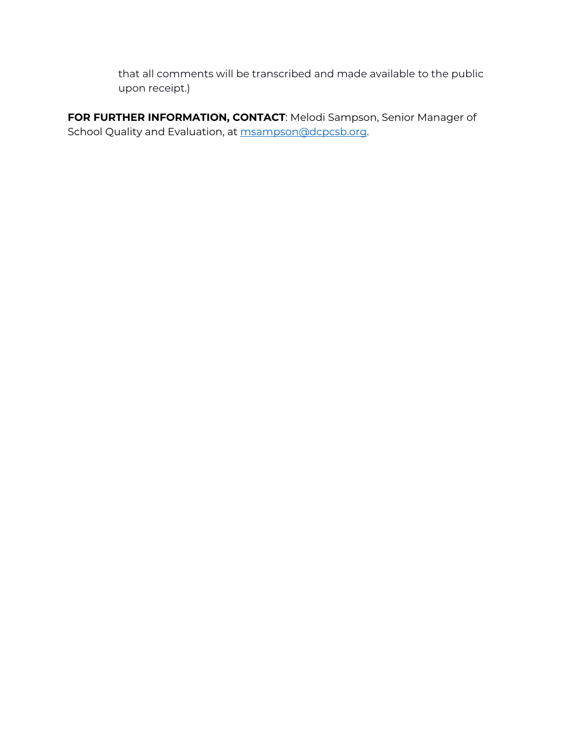that all comments will be transcribed and made available to the public upon receipt.)

**FOR FURTHER INFORMATION, CONTACT**: Melodi Sampson, Senior Manager of School Quality and Evaluation, at msampson@dcpcsb.org.